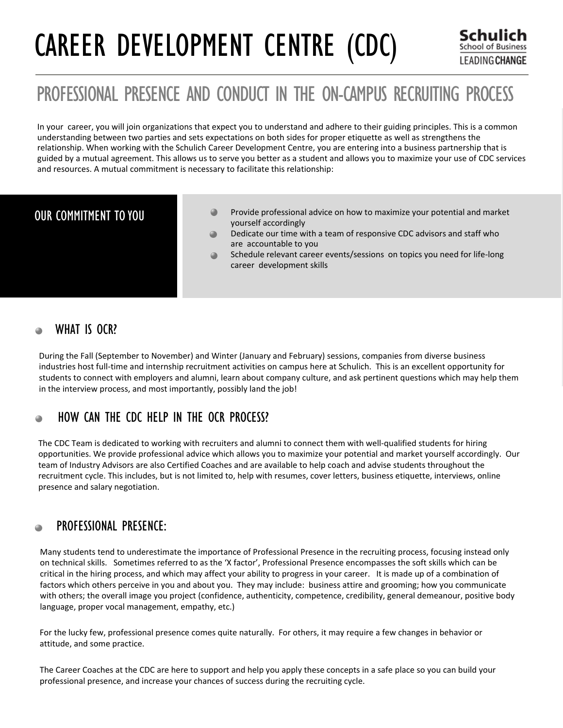# CAREER DEVELOPMENT CENTRE (CDC)

Schulich School of Business
LEADING CHANGE

## PROFESSIONAL PRESENCE AND CONDUCT IN THE ON-CAMPUS RECRUITING PROCESS

In your career, you will join organizations that expect you to understand and adhere to their guiding principles. This is a common understanding between two parties and sets expectations on both sides for proper etiquette as well as strengthens the relationship. When working with the Schulich Career Development Centre, you are entering into a business partnership that is guided by a mutual agreement. This allows us to serve you better as a student and allows you to maximize your use of CDC services and resources. A mutual commitment is necessary to facilitate this relationship:

### OUR COMMITMENT TO YOU

- Provide professional advice on how to maximize your potential and market yourself accordingly
- Dedicate our time with a team of responsive CDC advisors and staff who are accountable to you
- Schedule relevant career events/sessions on topics you need for life-long career development skills

### WHAT IS OCR?

During the Fall (September to November) and Winter (January and February) sessions, companies from diverse business industries host full-time and internship recruitment activities on campus here at Schulich. This is an excellent opportunity for students to connect with employers and alumni, learn about company culture, and ask pertinent questions which may help them in the interview process, and most importantly, possibly land the job!

### HOW CAN THE CDC HELP IN THE OCR PROCESS?

The CDC Team is dedicated to working with recruiters and alumni to connect them with well-qualified students for hiring opportunities. We provide professional advice which allows you to maximize your potential and market yourself accordingly. Our team of Industry Advisors are also Certified Coaches and are available to help coach and advise students throughout the recruitment cycle. This includes, but is not limited to, help with resumes, cover letters, business etiquette, interviews, online presence and salary negotiation.

### PROFESSIONAL PRESENCE:

Many students tend to underestimate the importance of Professional Presence in the recruiting process, focusing instead only on technical skills. Sometimes referred to as the 'X factor', Professional Presence encompasses the soft skills which can be critical in the hiring process, and which may affect your ability to progress in your career. It is made up of a combination of factors which others perceive in you and about you. They may include: business attire and grooming; how you communicate with others; the overall image you project (confidence, authenticity, competence, credibility, general demeanour, positive body language, proper vocal management, empathy, etc.)

For the lucky few, professional presence comes quite naturally. For others, it may require a few changes in behavior or attitude, and some practice.

The Career Coaches at the CDC are here to support and help you apply these concepts in a safe place so you can build your professional presence, and increase your chances of success during the recruiting cycle.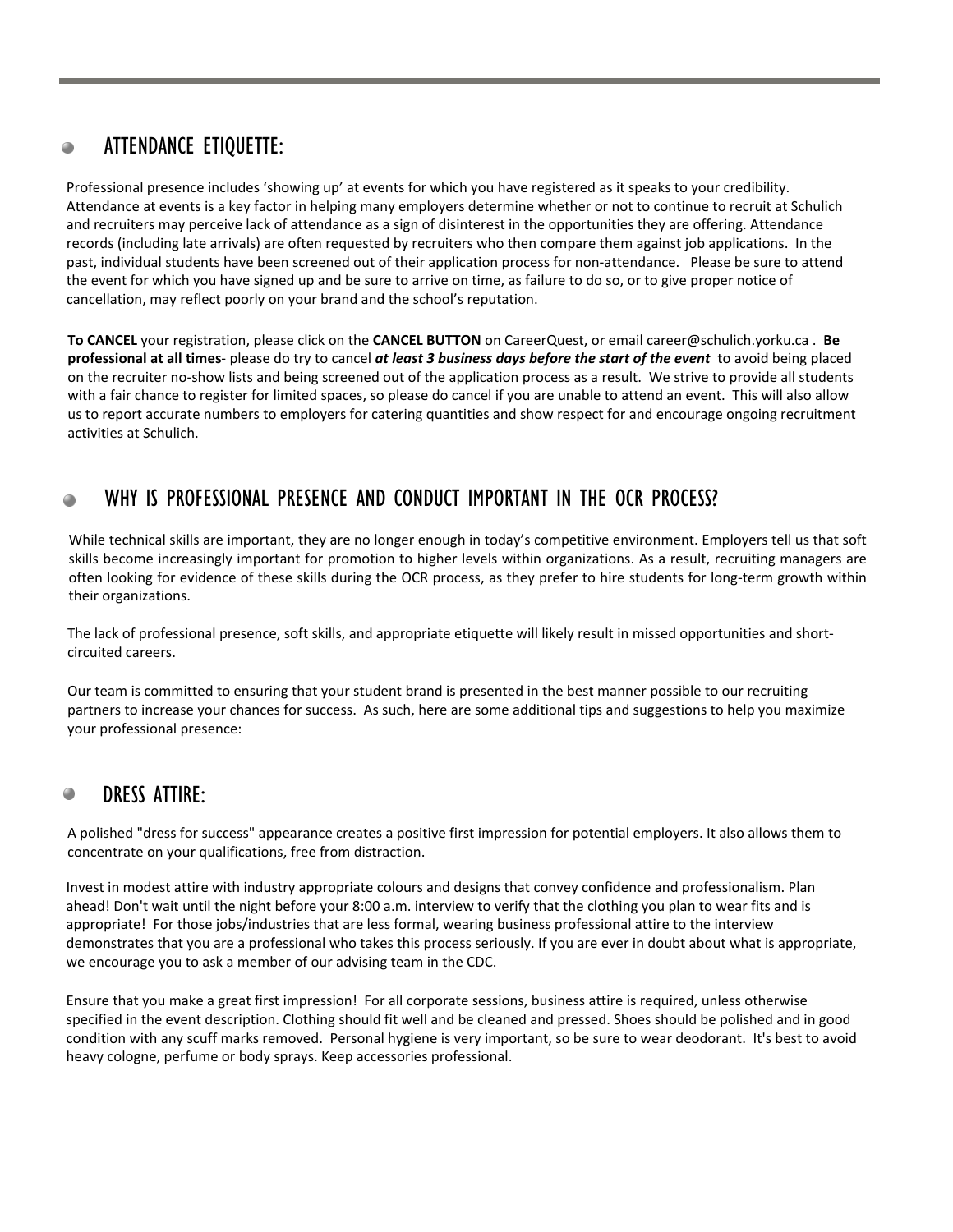## ATTENDANCE ETIQUETTE:

Professional presence includes 'showing up' at events for which you have registered as it speaks to your credibility. Attendance at events is a key factor in helping many employers determine whether or not to continue to recruit at Schulich and recruiters may perceive lack of attendance as a sign of disinterest in the opportunities they are offering. Attendance records (including late arrivals) are often requested by recruiters who then compare them against job applications. In the past, individual students have been screened out of their application process for non-attendance. Please be sure to attend the event for which you have signed up and be sure to arrive on time, as failure to do so, or to give proper notice of cancellation, may reflect poorly on your brand and the school's reputation.

**To CANCEL** your registration, please click on the **CANCEL BUTTON** on CareerQuest, or email career@schulich.yorku.ca . **Be professional at all times**- please do try to cancel ***at least 3 business days before the start of the event*** to avoid being placed on the recruiter no-show lists and being screened out of the application process as a result. We strive to provide all students with a fair chance to register for limited spaces, so please do cancel if you are unable to attend an event. This will also allow us to report accurate numbers to employers for catering quantities and show respect for and encourage ongoing recruitment activities at Schulich.

## WHY IS PROFESSIONAL PRESENCE AND CONDUCT IMPORTANT IN THE OCR PROCESS?

While technical skills are important, they are no longer enough in today's competitive environment. Employers tell us that soft skills become increasingly important for promotion to higher levels within organizations. As a result, recruiting managers are often looking for evidence of these skills during the OCR process, as they prefer to hire students for long-term growth within their organizations.

The lack of professional presence, soft skills, and appropriate etiquette will likely result in missed opportunities and short-circuited careers.

Our team is committed to ensuring that your student brand is presented in the best manner possible to our recruiting partners to increase your chances for success. As such, here are some additional tips and suggestions to help you maximize your professional presence:

## DRESS ATTIRE:

A polished "dress for success" appearance creates a positive first impression for potential employers. It also allows them to concentrate on your qualifications, free from distraction.

Invest in modest attire with industry appropriate colours and designs that convey confidence and professionalism. Plan ahead! Don't wait until the night before your 8:00 a.m. interview to verify that the clothing you plan to wear fits and is appropriate! For those jobs/industries that are less formal, wearing business professional attire to the interview demonstrates that you are a professional who takes this process seriously. If you are ever in doubt about what is appropriate, we encourage you to ask a member of our advising team in the CDC.

Ensure that you make a great first impression! For all corporate sessions, business attire is required, unless otherwise specified in the event description. Clothing should fit well and be cleaned and pressed. Shoes should be polished and in good condition with any scuff marks removed. Personal hygiene is very important, so be sure to wear deodorant. It's best to avoid heavy cologne, perfume or body sprays. Keep accessories professional.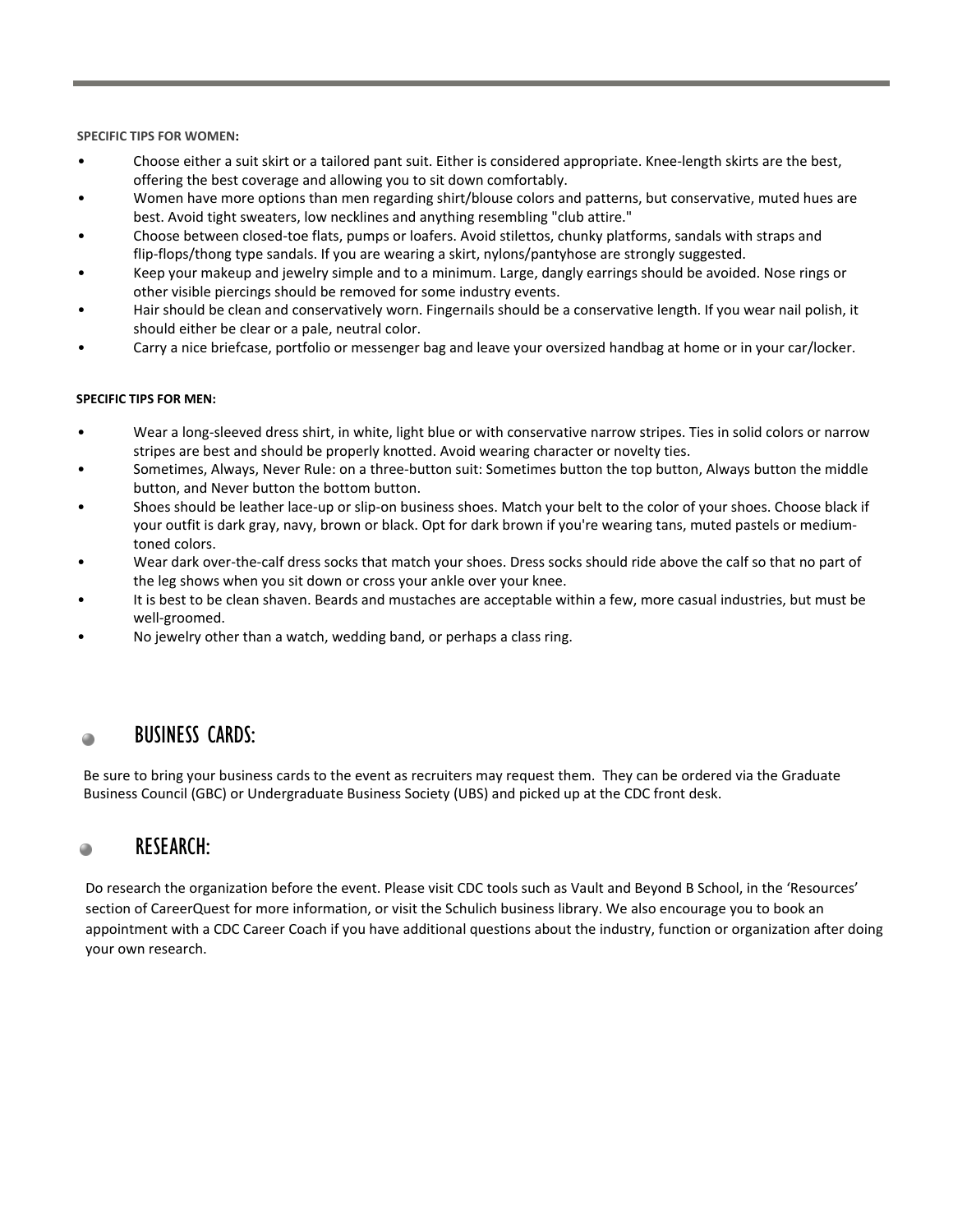**SPECIFIC TIPS FOR WOMEN:**

- Choose either a suit skirt or a tailored pant suit. Either is considered appropriate. Knee-length skirts are the best, offering the best coverage and allowing you to sit down comfortably.
- Women have more options than men regarding shirt/blouse colors and patterns, but conservative, muted hues are best. Avoid tight sweaters, low necklines and anything resembling "club attire."
- Choose between closed-toe flats, pumps or loafers. Avoid stilettos, chunky platforms, sandals with straps and flip-flops/thong type sandals. If you are wearing a skirt, nylons/pantyhose are strongly suggested.
- Keep your makeup and jewelry simple and to a minimum. Large, dangly earrings should be avoided. Nose rings or other visible piercings should be removed for some industry events.
- Hair should be clean and conservatively worn. Fingernails should be a conservative length. If you wear nail polish, it should either be clear or a pale, neutral color.
- Carry a nice briefcase, portfolio or messenger bag and leave your oversized handbag at home or in your car/locker.

**SPECIFIC TIPS FOR MEN:**

- Wear a long-sleeved dress shirt, in white, light blue or with conservative narrow stripes. Ties in solid colors or narrow stripes are best and should be properly knotted. Avoid wearing character or novelty ties.
- Sometimes, Always, Never Rule: on a three-button suit: Sometimes button the top button, Always button the middle button, and Never button the bottom button.
- Shoes should be leather lace-up or slip-on business shoes. Match your belt to the color of your shoes. Choose black if your outfit is dark gray, navy, brown or black. Opt for dark brown if you're wearing tans, muted pastels or medium-toned colors.
- Wear dark over-the-calf dress socks that match your shoes. Dress socks should ride above the calf so that no part of the leg shows when you sit down or cross your ankle over your knee.
- It is best to be clean shaven. Beards and mustaches are acceptable within a few, more casual industries, but must be well-groomed.
- No jewelry other than a watch, wedding band, or perhaps a class ring.

## BUSINESS CARDS:

Be sure to bring your business cards to the event as recruiters may request them. They can be ordered via the Graduate Business Council (GBC) or Undergraduate Business Society (UBS) and picked up at the CDC front desk.

## RESEARCH:

Do research the organization before the event. Please visit CDC tools such as Vault and Beyond B School, in the 'Resources' section of CareerQuest for more information, or visit the Schulich business library. We also encourage you to book an appointment with a CDC Career Coach if you have additional questions about the industry, function or organization after doing your own research.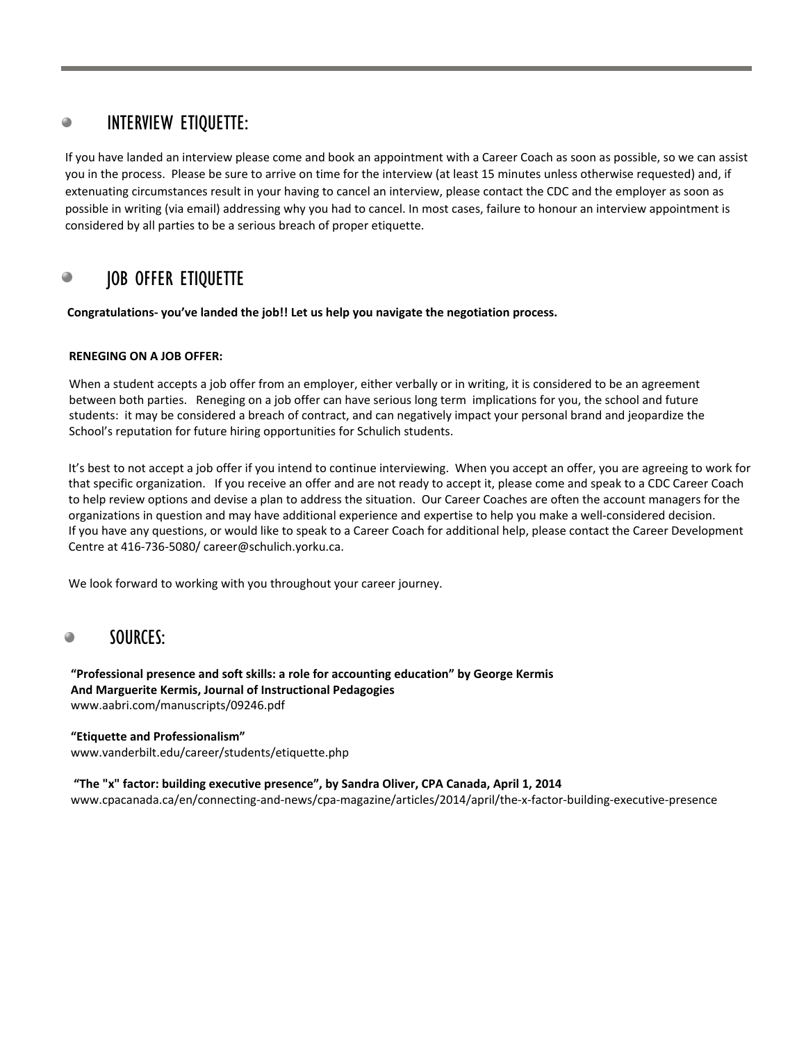## INTERVIEW ETIQUETTE:

If you have landed an interview please come and book an appointment with a Career Coach as soon as possible, so we can assist you in the process. Please be sure to arrive on time for the interview (at least 15 minutes unless otherwise requested) and, if extenuating circumstances result in your having to cancel an interview, please contact the CDC and the employer as soon as possible in writing (via email) addressing why you had to cancel. In most cases, failure to honour an interview appointment is considered by all parties to be a serious breach of proper etiquette.

## JOB OFFER ETIQUETTE

**Congratulations- you've landed the job!! Let us help you navigate the negotiation process.**

**RENEGING ON A JOB OFFER:**

When a student accepts a job offer from an employer, either verbally or in writing, it is considered to be an agreement between both parties. Reneging on a job offer can have serious long term implications for you, the school and future students: it may be considered a breach of contract, and can negatively impact your personal brand and jeopardize the School's reputation for future hiring opportunities for Schulich students.

It's best to not accept a job offer if you intend to continue interviewing. When you accept an offer, you are agreeing to work for that specific organization. If you receive an offer and are not ready to accept it, please come and speak to a CDC Career Coach to help review options and devise a plan to address the situation. Our Career Coaches are often the account managers for the organizations in question and may have additional experience and expertise to help you make a well-considered decision. If you have any questions, or would like to speak to a Career Coach for additional help, please contact the Career Development Centre at 416-736-5080/ career@schulich.yorku.ca.

We look forward to working with you throughout your career journey.

## SOURCES:

**"Professional presence and soft skills: a role for accounting education" by George Kermis And Marguerite Kermis, Journal of Instructional Pedagogies**
www.aabri.com/manuscripts/09246.pdf

**"Etiquette and Professionalism"**
www.vanderbilt.edu/career/students/etiquette.php

**"The "x" factor: building executive presence", by Sandra Oliver, CPA Canada, April 1, 2014**
www.cpacanada.ca/en/connecting-and-news/cpa-magazine/articles/2014/april/the-x-factor-building-executive-presence